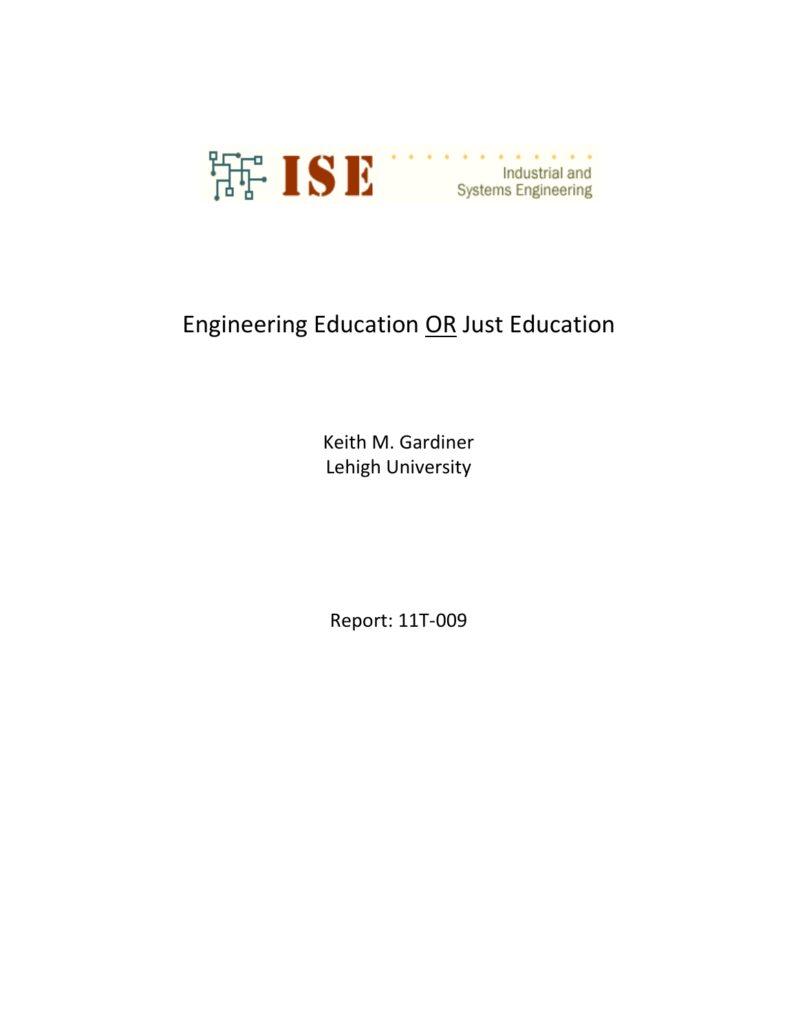ISE Industrial and Systems Engineering

# Engineering Education <u>OR</u> Just Education

Keith M. Gardiner
Lehigh University

Report: 11T-009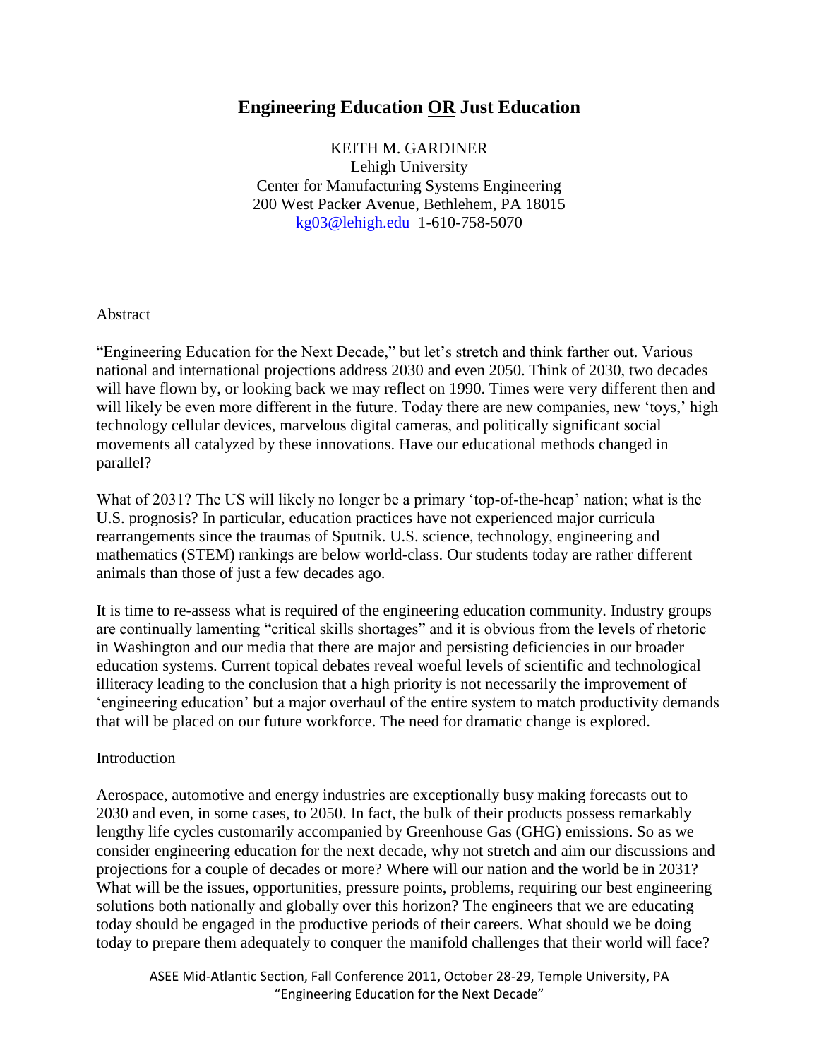# Engineering Education OR Just Education

KEITH M. GARDINER
Lehigh University
Center for Manufacturing Systems Engineering
200 West Packer Avenue, Bethlehem, PA 18015
kg03@lehigh.edu 1-610-758-5070

## Abstract

"Engineering Education for the Next Decade," but let's stretch and think farther out. Various national and international projections address 2030 and even 2050. Think of 2030, two decades will have flown by, or looking back we may reflect on 1990. Times were very different then and will likely be even more different in the future. Today there are new companies, new 'toys,' high technology cellular devices, marvelous digital cameras, and politically significant social movements all catalyzed by these innovations. Have our educational methods changed in parallel?

What of 2031? The US will likely no longer be a primary 'top-of-the-heap' nation; what is the U.S. prognosis? In particular, education practices have not experienced major curricula rearrangements since the traumas of Sputnik. U.S. science, technology, engineering and mathematics (STEM) rankings are below world-class. Our students today are rather different animals than those of just a few decades ago.

It is time to re-assess what is required of the engineering education community. Industry groups are continually lamenting "critical skills shortages" and it is obvious from the levels of rhetoric in Washington and our media that there are major and persisting deficiencies in our broader education systems. Current topical debates reveal woeful levels of scientific and technological illiteracy leading to the conclusion that a high priority is not necessarily the improvement of 'engineering education' but a major overhaul of the entire system to match productivity demands that will be placed on our future workforce. The need for dramatic change is explored.

## Introduction

Aerospace, automotive and energy industries are exceptionally busy making forecasts out to 2030 and even, in some cases, to 2050. In fact, the bulk of their products possess remarkably lengthy life cycles customarily accompanied by Greenhouse Gas (GHG) emissions. So as we consider engineering education for the next decade, why not stretch and aim our discussions and projections for a couple of decades or more? Where will our nation and the world be in 2031? What will be the issues, opportunities, pressure points, problems, requiring our best engineering solutions both nationally and globally over this horizon? The engineers that we are educating today should be engaged in the productive periods of their careers. What should we be doing today to prepare them adequately to conquer the manifold challenges that their world will face?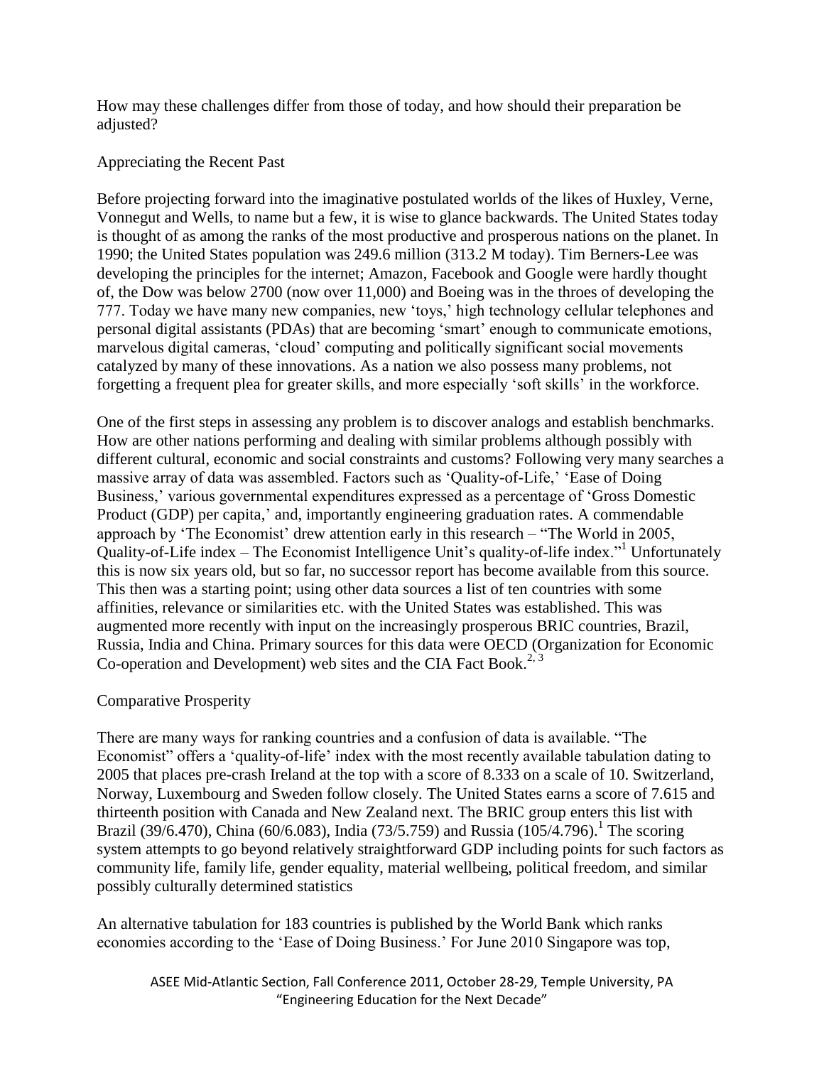How may these challenges differ from those of today, and how should their preparation be adjusted?

## Appreciating the Recent Past

Before projecting forward into the imaginative postulated worlds of the likes of Huxley, Verne, Vonnegut and Wells, to name but a few, it is wise to glance backwards. The United States today is thought of as among the ranks of the most productive and prosperous nations on the planet. In 1990; the United States population was 249.6 million (313.2 M today). Tim Berners-Lee was developing the principles for the internet; Amazon, Facebook and Google were hardly thought of, the Dow was below 2700 (now over 11,000) and Boeing was in the throes of developing the 777. Today we have many new companies, new 'toys,' high technology cellular telephones and personal digital assistants (PDAs) that are becoming 'smart' enough to communicate emotions, marvelous digital cameras, 'cloud' computing and politically significant social movements catalyzed by many of these innovations. As a nation we also possess many problems, not forgetting a frequent plea for greater skills, and more especially 'soft skills' in the workforce.

One of the first steps in assessing any problem is to discover analogs and establish benchmarks. How are other nations performing and dealing with similar problems although possibly with different cultural, economic and social constraints and customs? Following very many searches a massive array of data was assembled. Factors such as 'Quality-of-Life,' 'Ease of Doing Business,' various governmental expenditures expressed as a percentage of 'Gross Domestic Product (GDP) per capita,' and, importantly engineering graduation rates. A commendable approach by 'The Economist' drew attention early in this research – "The World in 2005, Quality-of-Life index – The Economist Intelligence Unit's quality-of-life index."[1] Unfortunately this is now six years old, but so far, no successor report has become available from this source. This then was a starting point; using other data sources a list of ten countries with some affinities, relevance or similarities etc. with the United States was established. This was augmented more recently with input on the increasingly prosperous BRIC countries, Brazil, Russia, India and China. Primary sources for this data were OECD (Organization for Economic Co-operation and Development) web sites and the CIA Fact Book.[2, 3]

## Comparative Prosperity

There are many ways for ranking countries and a confusion of data is available. "The Economist" offers a 'quality-of-life' index with the most recently available tabulation dating to 2005 that places pre-crash Ireland at the top with a score of 8.333 on a scale of 10. Switzerland, Norway, Luxembourg and Sweden follow closely. The United States earns a score of 7.615 and thirteenth position with Canada and New Zealand next. The BRIC group enters this list with Brazil (39/6.470), China (60/6.083), India (73/5.759) and Russia (105/4.796).[1] The scoring system attempts to go beyond relatively straightforward GDP including points for such factors as community life, family life, gender equality, material wellbeing, political freedom, and similar possibly culturally determined statistics

An alternative tabulation for 183 countries is published by the World Bank which ranks economies according to the 'Ease of Doing Business.' For June 2010 Singapore was top,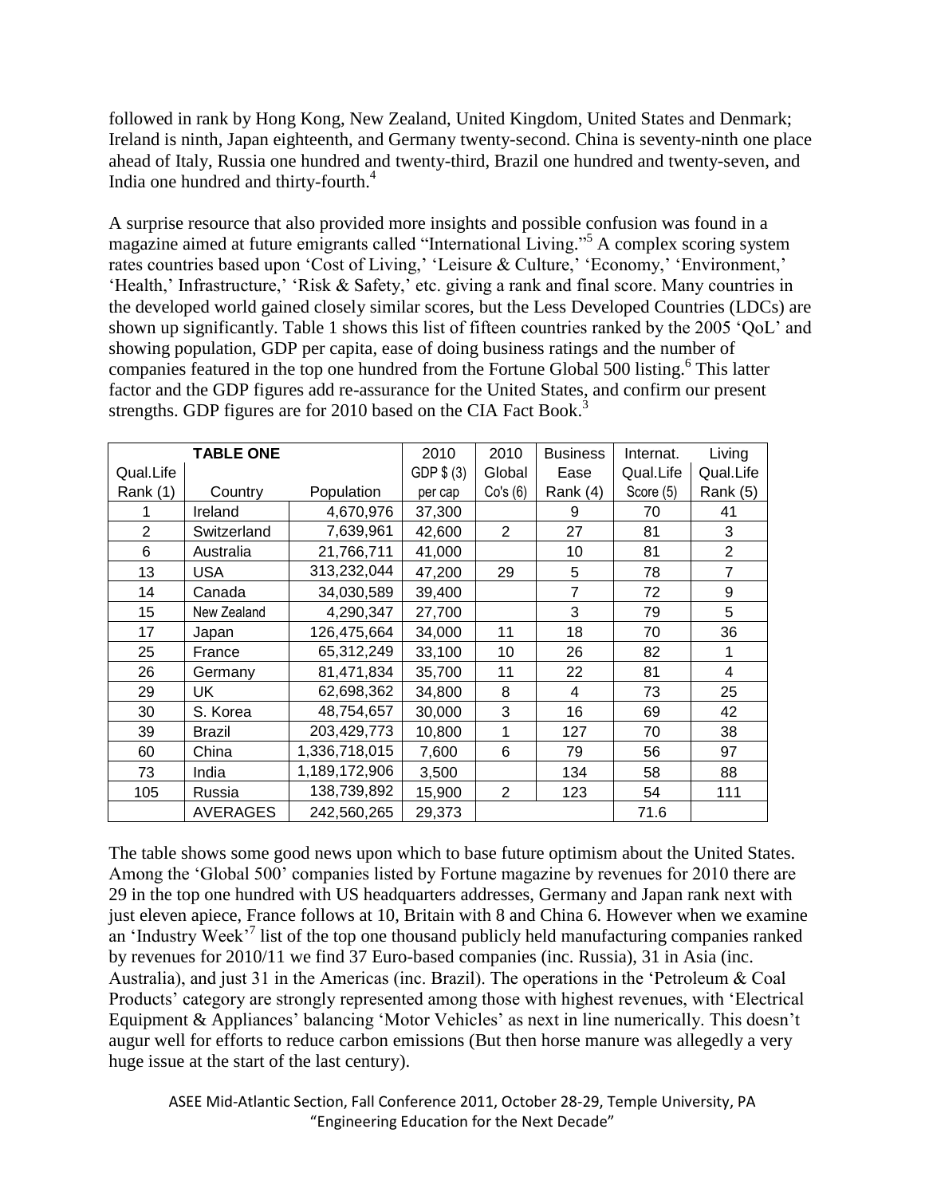followed in rank by Hong Kong, New Zealand, United Kingdom, United States and Denmark; Ireland is ninth, Japan eighteenth, and Germany twenty-second. China is seventy-ninth one place ahead of Italy, Russia one hundred and twenty-third, Brazil one hundred and twenty-seven, and India one hundred and thirty-fourth.[4]

A surprise resource that also provided more insights and possible confusion was found in a magazine aimed at future emigrants called "International Living."[5] A complex scoring system rates countries based upon 'Cost of Living,' 'Leisure & Culture,' 'Economy,' 'Environment,' 'Health,' Infrastructure,' 'Risk & Safety,' etc. giving a rank and final score. Many countries in the developed world gained closely similar scores, but the Less Developed Countries (LDCs) are shown up significantly. Table 1 shows this list of fifteen countries ranked by the 2005 'QoL' and showing population, GDP per capita, ease of doing business ratings and the number of companies featured in the top one hundred from the Fortune Global 500 listing.[6] This latter factor and the GDP figures add re-assurance for the United States, and confirm our present strengths. GDP figures are for 2010 based on the CIA Fact Book.[3]

| **TABLE ONE** | | | 2010 | 2010 | Business | Internat. | Living |
|---|---|---|---|---|---|---|---|
| Qual.Life Rank (1) | Country | Population | GDP $ (3) per cap | Global Co's (6) | Ease Rank (4) | Qual.Life Score (5) | Qual.Life Rank (5) |
| 1 | Ireland | 4,670,976 | 37,300 | | 9 | 70 | 41 |
| 2 | Switzerland | 7,639,961 | 42,600 | 2 | 27 | 81 | 3 |
| 6 | Australia | 21,766,711 | 41,000 | | 10 | 81 | 2 |
| 13 | USA | 313,232,044 | 47,200 | 29 | 5 | 78 | 7 |
| 14 | Canada | 34,030,589 | 39,400 | | 7 | 72 | 9 |
| 15 | New Zealand | 4,290,347 | 27,700 | | 3 | 79 | 5 |
| 17 | Japan | 126,475,664 | 34,000 | 11 | 18 | 70 | 36 |
| 25 | France | 65,312,249 | 33,100 | 10 | 26 | 82 | 1 |
| 26 | Germany | 81,471,834 | 35,700 | 11 | 22 | 81 | 4 |
| 29 | UK | 62,698,362 | 34,800 | 8 | 4 | 73 | 25 |
| 30 | S. Korea | 48,754,657 | 30,000 | 3 | 16 | 69 | 42 |
| 39 | Brazil | 203,429,773 | 10,800 | 1 | 127 | 70 | 38 |
| 60 | China | 1,336,718,015 | 7,600 | 6 | 79 | 56 | 97 |
| 73 | India | 1,189,172,906 | 3,500 | | 134 | 58 | 88 |
| 105 | Russia | 138,739,892 | 15,900 | 2 | 123 | 54 | 111 |
| | AVERAGES | 242,560,265 | 29,373 | | | 71.6 | |

The table shows some good news upon which to base future optimism about the United States. Among the 'Global 500' companies listed by Fortune magazine by revenues for 2010 there are 29 in the top one hundred with US headquarters addresses, Germany and Japan rank next with just eleven apiece, France follows at 10, Britain with 8 and China 6. However when we examine an 'Industry Week'[7] list of the top one thousand publicly held manufacturing companies ranked by revenues for 2010/11 we find 37 Euro-based companies (inc. Russia), 31 in Asia (inc. Australia), and just 31 in the Americas (inc. Brazil). The operations in the 'Petroleum & Coal Products' category are strongly represented among those with highest revenues, with 'Electrical Equipment & Appliances' balancing 'Motor Vehicles' as next in line numerically. This doesn't augur well for efforts to reduce carbon emissions (But then horse manure was allegedly a very huge issue at the start of the last century).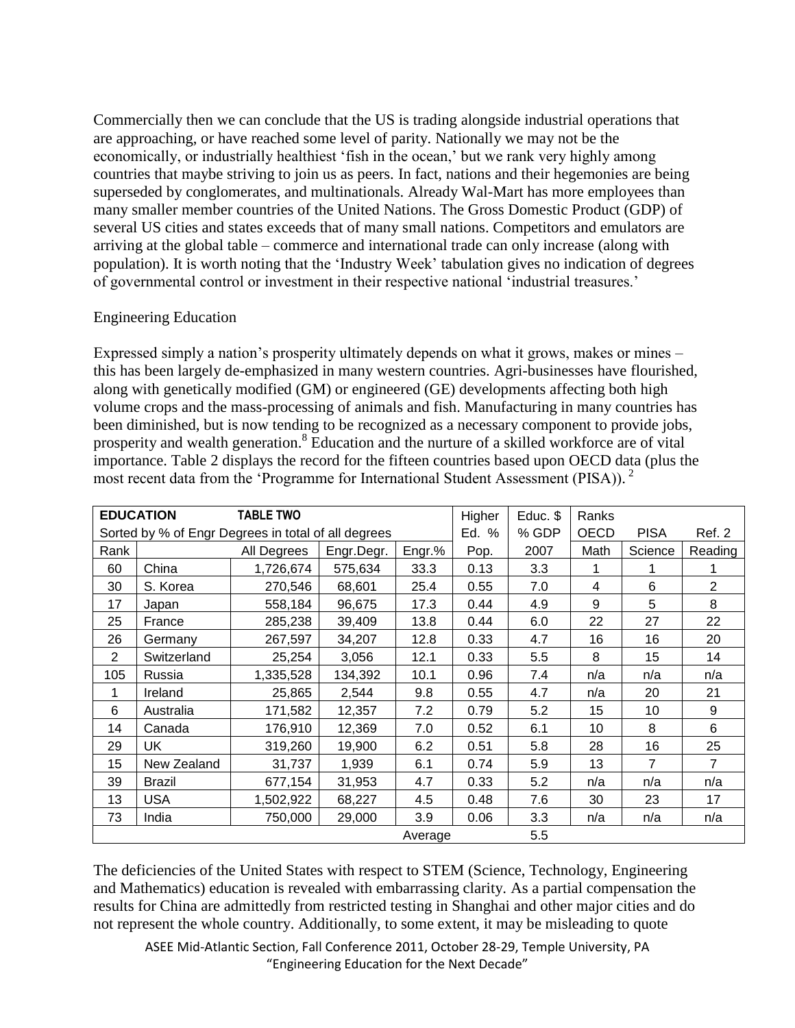Commercially then we can conclude that the US is trading alongside industrial operations that are approaching, or have reached some level of parity. Nationally we may not be the economically, or industrially healthiest 'fish in the ocean,' but we rank very highly among countries that maybe striving to join us as peers. In fact, nations and their hegemonies are being superseded by conglomerates, and multinationals. Already Wal-Mart has more employees than many smaller member countries of the United Nations. The Gross Domestic Product (GDP) of several US cities and states exceeds that of many small nations. Competitors and emulators are arriving at the global table – commerce and international trade can only increase (along with population). It is worth noting that the 'Industry Week' tabulation gives no indication of degrees of governmental control or investment in their respective national 'industrial treasures.'

## Engineering Education

Expressed simply a nation's prosperity ultimately depends on what it grows, makes or mines – this has been largely de-emphasized in many western countries. Agri-businesses have flourished, along with genetically modified (GM) or engineered (GE) developments affecting both high volume crops and the mass-processing of animals and fish. Manufacturing in many countries has been diminished, but is now tending to be recognized as a necessary component to provide jobs, prosperity and wealth generation.[8] Education and the nurture of a skilled workforce are of vital importance. Table 2 displays the record for the fifteen countries based upon OECD data (plus the most recent data from the 'Programme for International Student Assessment (PISA)).[2]

| **EDUCATION** | **TABLE TWO** | | | | Higher | Educ. $ | Ranks | | |
|---|---|---|---|---|---|---|---|---|---|
| Sorted by % of Engr Degrees in total of all degrees | | | | | Ed. % | % GDP | OECD | PISA | Ref. 2 |
| Rank | | All Degrees | Engr.Degr. | Engr.% | Pop. | 2007 | Math | Science | Reading |
| 60 | China | 1,726,674 | 575,634 | 33.3 | 0.13 | 3.3 | 1 | 1 | 1 |
| 30 | S. Korea | 270,546 | 68,601 | 25.4 | 0.55 | 7.0 | 4 | 6 | 2 |
| 17 | Japan | 558,184 | 96,675 | 17.3 | 0.44 | 4.9 | 9 | 5 | 8 |
| 25 | France | 285,238 | 39,409 | 13.8 | 0.44 | 6.0 | 22 | 27 | 22 |
| 26 | Germany | 267,597 | 34,207 | 12.8 | 0.33 | 4.7 | 16 | 16 | 20 |
| 2 | Switzerland | 25,254 | 3,056 | 12.1 | 0.33 | 5.5 | 8 | 15 | 14 |
| 105 | Russia | 1,335,528 | 134,392 | 10.1 | 0.96 | 7.4 | n/a | n/a | n/a |
| 1 | Ireland | 25,865 | 2,544 | 9.8 | 0.55 | 4.7 | n/a | 20 | 21 |
| 6 | Australia | 171,582 | 12,357 | 7.2 | 0.79 | 5.2 | 15 | 10 | 9 |
| 14 | Canada | 176,910 | 12,369 | 7.0 | 0.52 | 6.1 | 10 | 8 | 6 |
| 29 | UK | 319,260 | 19,900 | 6.2 | 0.51 | 5.8 | 28 | 16 | 25 |
| 15 | New Zealand | 31,737 | 1,939 | 6.1 | 0.74 | 5.9 | 13 | 7 | 7 |
| 39 | Brazil | 677,154 | 31,953 | 4.7 | 0.33 | 5.2 | n/a | n/a | n/a |
| 13 | USA | 1,502,922 | 68,227 | 4.5 | 0.48 | 7.6 | 30 | 23 | 17 |
| 73 | India | 750,000 | 29,000 | 3.9 | 0.06 | 3.3 | n/a | n/a | n/a |
| | | | | Average | | 5.5 | | | |

The deficiencies of the United States with respect to STEM (Science, Technology, Engineering and Mathematics) education is revealed with embarrassing clarity. As a partial compensation the results for China are admittedly from restricted testing in Shanghai and other major cities and do not represent the whole country. Additionally, to some extent, it may be misleading to quote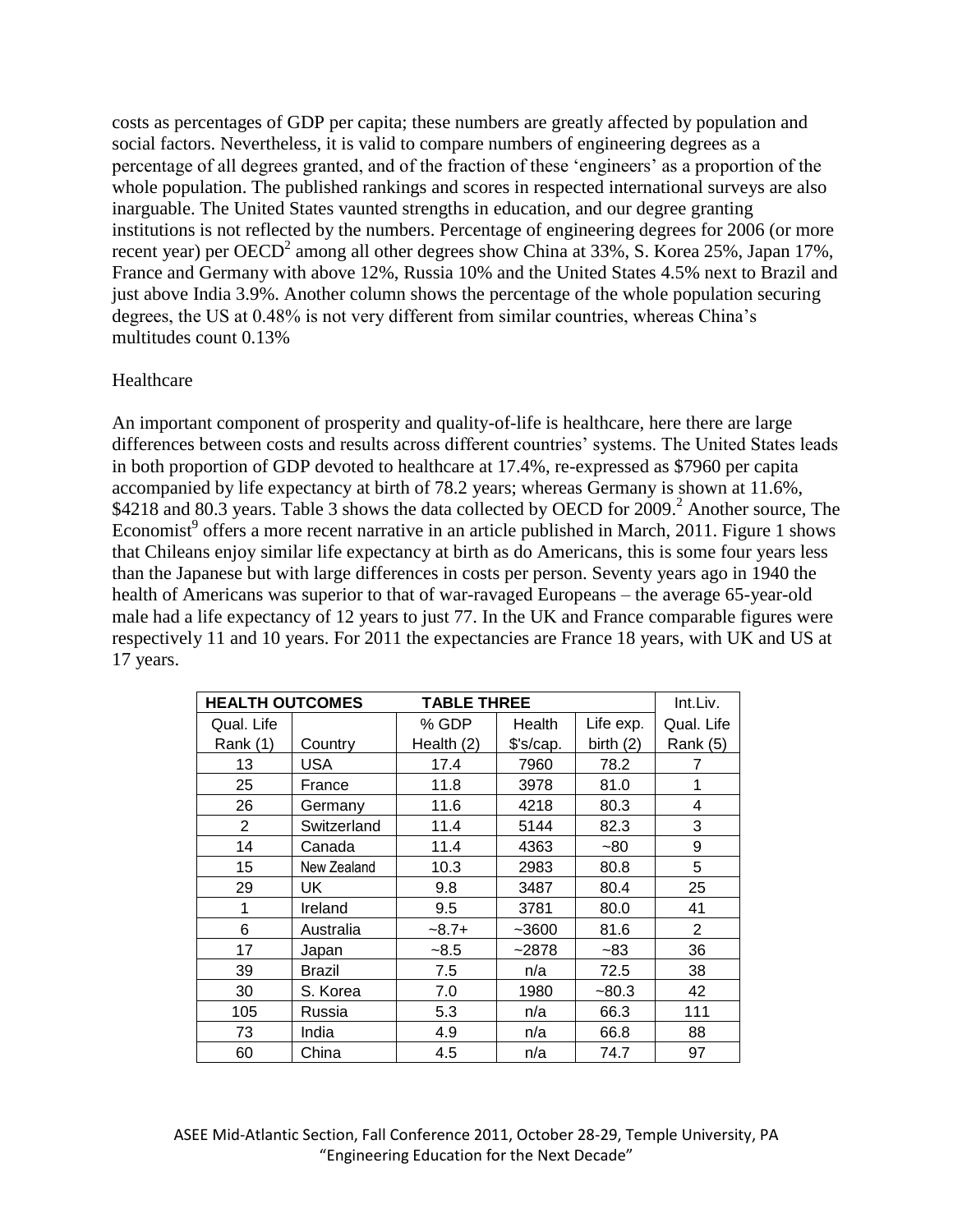costs as percentages of GDP per capita; these numbers are greatly affected by population and social factors. Nevertheless, it is valid to compare numbers of engineering degrees as a percentage of all degrees granted, and of the fraction of these 'engineers' as a proportion of the whole population. The published rankings and scores in respected international surveys are also inarguable. The United States vaunted strengths in education, and our degree granting institutions is not reflected by the numbers. Percentage of engineering degrees for 2006 (or more recent year) per OECD[2] among all other degrees show China at 33%, S. Korea 25%, Japan 17%, France and Germany with above 12%, Russia 10% and the United States 4.5% next to Brazil and just above India 3.9%. Another column shows the percentage of the whole population securing degrees, the US at 0.48% is not very different from similar countries, whereas China's multitudes count 0.13%

## Healthcare

An important component of prosperity and quality-of-life is healthcare, here there are large differences between costs and results across different countries' systems. The United States leads in both proportion of GDP devoted to healthcare at 17.4%, re-expressed as \$7960 per capita accompanied by life expectancy at birth of 78.2 years; whereas Germany is shown at 11.6%, \$4218 and 80.3 years. Table 3 shows the data collected by OECD for 2009.[2] Another source, The Economist[9] offers a more recent narrative in an article published in March, 2011. Figure 1 shows that Chileans enjoy similar life expectancy at birth as do Americans, this is some four years less than the Japanese but with large differences in costs per person. Seventy years ago in 1940 the health of Americans was superior to that of war-ravaged Europeans – the average 65-year-old male had a life expectancy of 12 years to just 77. In the UK and France comparable figures were respectively 11 and 10 years. For 2011 the expectancies are France 18 years, with UK and US at 17 years.

| HEALTH OUTCOMES | | TABLE THREE | | | Int.Liv. |
|---|---|---|---|---|---|
| Qual. Life Rank (1) | Country | % GDP Health (2) | Health $'s/cap. | Life exp. birth (2) | Qual. Life Rank (5) |
| 13 | USA | 17.4 | 7960 | 78.2 | 7 |
| 25 | France | 11.8 | 3978 | 81.0 | 1 |
| 26 | Germany | 11.6 | 4218 | 80.3 | 4 |
| 2 | Switzerland | 11.4 | 5144 | 82.3 | 3 |
| 14 | Canada | 11.4 | 4363 | ~80 | 9 |
| 15 | New Zealand | 10.3 | 2983 | 80.8 | 5 |
| 29 | UK | 9.8 | 3487 | 80.4 | 25 |
| 1 | Ireland | 9.5 | 3781 | 80.0 | 41 |
| 6 | Australia | ~8.7+ | ~3600 | 81.6 | 2 |
| 17 | Japan | ~8.5 | ~2878 | ~83 | 36 |
| 39 | Brazil | 7.5 | n/a | 72.5 | 38 |
| 30 | S. Korea | 7.0 | 1980 | ~80.3 | 42 |
| 105 | Russia | 5.3 | n/a | 66.3 | 111 |
| 73 | India | 4.9 | n/a | 66.8 | 88 |
| 60 | China | 4.5 | n/a | 74.7 | 97 |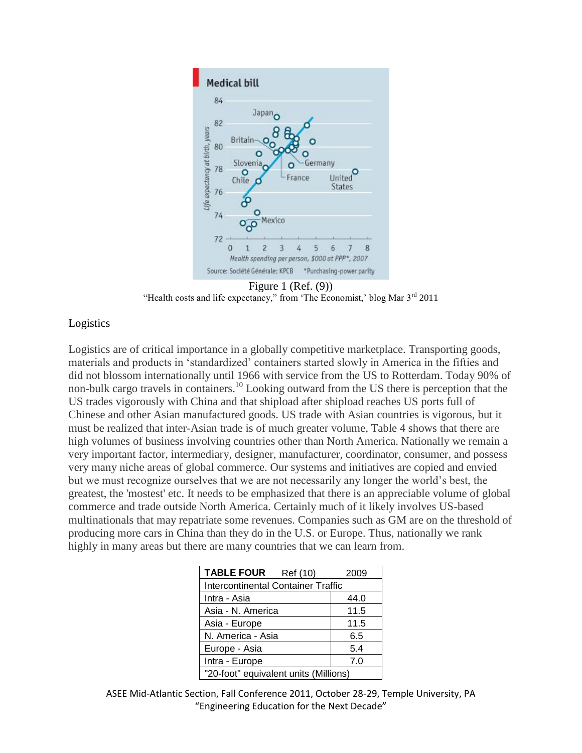Figure 1 (Ref. (9))
"Health costs and life expectancy," from 'The Economist,' blog Mar 3rd 2011

## Logistics

Logistics are of critical importance in a globally competitive marketplace. Transporting goods, materials and products in 'standardized' containers started slowly in America in the fifties and did not blossom internationally until 1966 with service from the US to Rotterdam. Today 90% of non-bulk cargo travels in containers.[10] Looking outward from the US there is perception that the US trades vigorously with China and that shipload after shipload reaches US ports full of Chinese and other Asian manufactured goods. US trade with Asian countries is vigorous, but it must be realized that inter-Asian trade is of much greater volume, Table 4 shows that there are high volumes of business involving countries other than North America. Nationally we remain a very important factor, intermediary, designer, manufacturer, coordinator, consumer, and possess very many niche areas of global commerce. Our systems and initiatives are copied and envied but we must recognize ourselves that we are not necessarily any longer the world's best, the greatest, the 'mostest' etc. It needs to be emphasized that there is an appreciable volume of global commerce and trade outside North America. Certainly much of it likely involves US-based multinationals that may repatriate some revenues. Companies such as GM are on the threshold of producing more cars in China than they do in the U.S. or Europe. Thus, nationally we rank highly in many areas but there are many countries that we can learn from.

| **TABLE FOUR** Ref (10) | 2009 |
|---|---|
| Intercontinental Container Traffic | |
| Intra - Asia | 44.0 |
| Asia - N. America | 11.5 |
| Asia - Europe | 11.5 |
| N. America - Asia | 6.5 |
| Europe - Asia | 5.4 |
| Intra - Europe | 7.0 |
| "20-foot" equivalent units (Millions) | |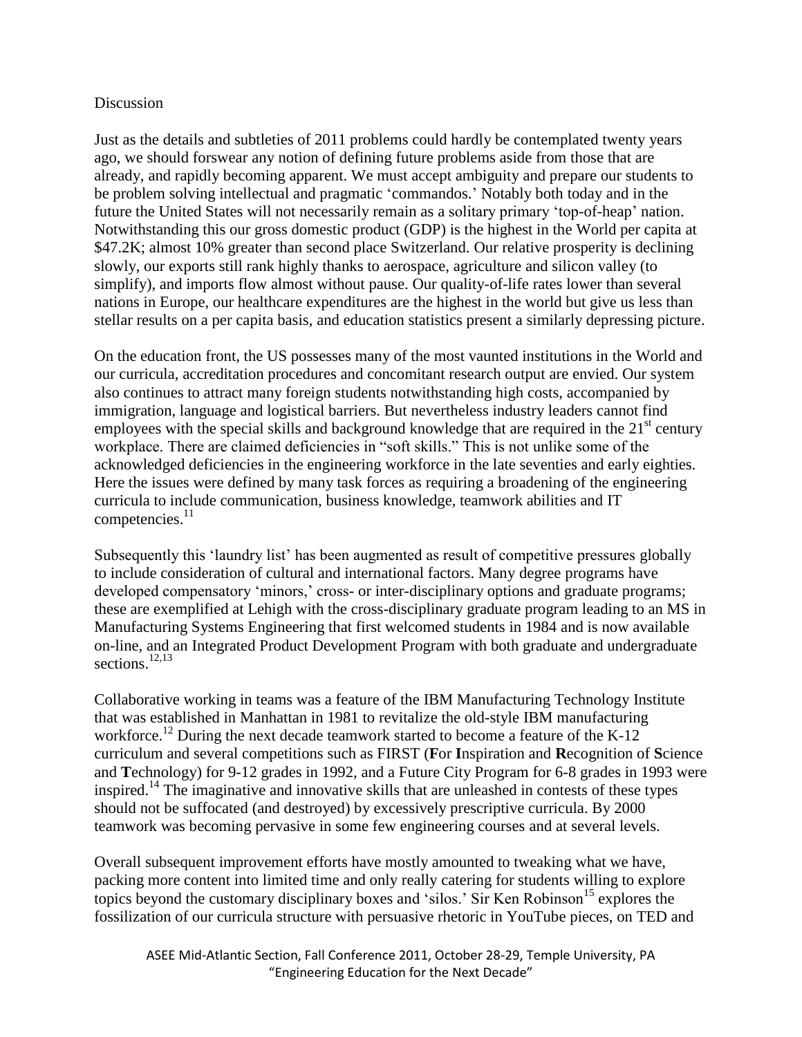## Discussion

Just as the details and subtleties of 2011 problems could hardly be contemplated twenty years ago, we should forswear any notion of defining future problems aside from those that are already, and rapidly becoming apparent. We must accept ambiguity and prepare our students to be problem solving intellectual and pragmatic 'commandos.' Notably both today and in the future the United States will not necessarily remain as a solitary primary 'top-of-heap' nation. Notwithstanding this our gross domestic product (GDP) is the highest in the World per capita at $47.2K; almost 10% greater than second place Switzerland. Our relative prosperity is declining slowly, our exports still rank highly thanks to aerospace, agriculture and silicon valley (to simplify), and imports flow almost without pause. Our quality-of-life rates lower than several nations in Europe, our healthcare expenditures are the highest in the world but give us less than stellar results on a per capita basis, and education statistics present a similarly depressing picture.

On the education front, the US possesses many of the most vaunted institutions in the World and our curricula, accreditation procedures and concomitant research output are envied. Our system also continues to attract many foreign students notwithstanding high costs, accompanied by immigration, language and logistical barriers. But nevertheless industry leaders cannot find employees with the special skills and background knowledge that are required in the 21st century workplace. There are claimed deficiencies in "soft skills." This is not unlike some of the acknowledged deficiencies in the engineering workforce in the late seventies and early eighties. Here the issues were defined by many task forces as requiring a broadening of the engineering curricula to include communication, business knowledge, teamwork abilities and IT competencies.[11]

Subsequently this 'laundry list' has been augmented as result of competitive pressures globally to include consideration of cultural and international factors. Many degree programs have developed compensatory 'minors,' cross- or inter-disciplinary options and graduate programs; these are exemplified at Lehigh with the cross-disciplinary graduate program leading to an MS in Manufacturing Systems Engineering that first welcomed students in 1984 and is now available on-line, and an Integrated Product Development Program with both graduate and undergraduate sections.[12,13]

Collaborative working in teams was a feature of the IBM Manufacturing Technology Institute that was established in Manhattan in 1981 to revitalize the old-style IBM manufacturing workforce.[12] During the next decade teamwork started to become a feature of the K-12 curriculum and several competitions such as FIRST (**F**or **I**nspiration and **R**ecognition of **S**cience and **T**echnology) for 9-12 grades in 1992, and a Future City Program for 6-8 grades in 1993 were inspired.[14] The imaginative and innovative skills that are unleashed in contests of these types should not be suffocated (and destroyed) by excessively prescriptive curricula. By 2000 teamwork was becoming pervasive in some few engineering courses and at several levels.

Overall subsequent improvement efforts have mostly amounted to tweaking what we have, packing more content into limited time and only really catering for students willing to explore topics beyond the customary disciplinary boxes and 'silos.' Sir Ken Robinson[15] explores the fossilization of our curricula structure with persuasive rhetoric in YouTube pieces, on TED and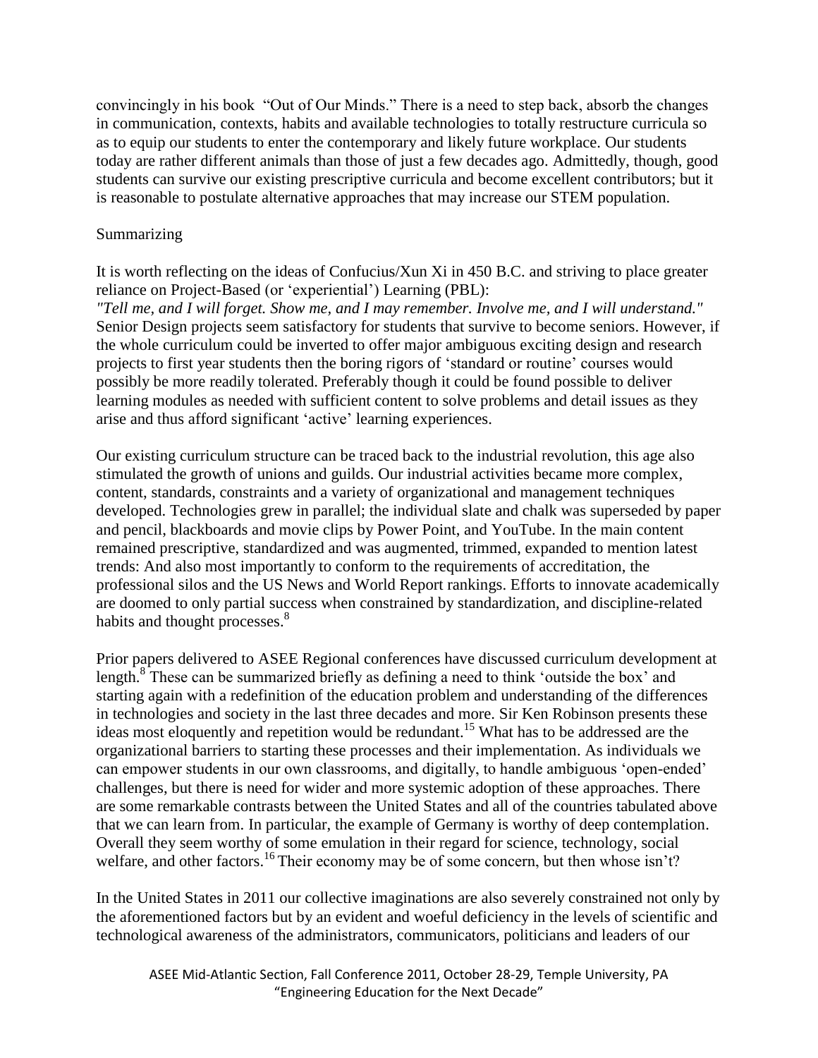convincingly in his book "Out of Our Minds." There is a need to step back, absorb the changes in communication, contexts, habits and available technologies to totally restructure curricula so as to equip our students to enter the contemporary and likely future workplace. Our students today are rather different animals than those of just a few decades ago. Admittedly, though, good students can survive our existing prescriptive curricula and become excellent contributors; but it is reasonable to postulate alternative approaches that may increase our STEM population.

## Summarizing

It is worth reflecting on the ideas of Confucius/Xun Xi in 450 B.C. and striving to place greater reliance on Project-Based (or 'experiential') Learning (PBL):
*"Tell me, and I will forget. Show me, and I may remember. Involve me, and I will understand."*
Senior Design projects seem satisfactory for students that survive to become seniors. However, if the whole curriculum could be inverted to offer major ambiguous exciting design and research projects to first year students then the boring rigors of 'standard or routine' courses would possibly be more readily tolerated. Preferably though it could be found possible to deliver learning modules as needed with sufficient content to solve problems and detail issues as they arise and thus afford significant 'active' learning experiences.

Our existing curriculum structure can be traced back to the industrial revolution, this age also stimulated the growth of unions and guilds. Our industrial activities became more complex, content, standards, constraints and a variety of organizational and management techniques developed. Technologies grew in parallel; the individual slate and chalk was superseded by paper and pencil, blackboards and movie clips by Power Point, and YouTube. In the main content remained prescriptive, standardized and was augmented, trimmed, expanded to mention latest trends: And also most importantly to conform to the requirements of accreditation, the professional silos and the US News and World Report rankings. Efforts to innovate academically are doomed to only partial success when constrained by standardization, and discipline-related habits and thought processes.[8]

Prior papers delivered to ASEE Regional conferences have discussed curriculum development at length.[8] These can be summarized briefly as defining a need to think 'outside the box' and starting again with a redefinition of the education problem and understanding of the differences in technologies and society in the last three decades and more. Sir Ken Robinson presents these ideas most eloquently and repetition would be redundant.[15] What has to be addressed are the organizational barriers to starting these processes and their implementation. As individuals we can empower students in our own classrooms, and digitally, to handle ambiguous 'open-ended' challenges, but there is need for wider and more systemic adoption of these approaches. There are some remarkable contrasts between the United States and all of the countries tabulated above that we can learn from. In particular, the example of Germany is worthy of deep contemplation. Overall they seem worthy of some emulation in their regard for science, technology, social welfare, and other factors.[16] Their economy may be of some concern, but then whose isn't?

In the United States in 2011 our collective imaginations are also severely constrained not only by the aforementioned factors but by an evident and woeful deficiency in the levels of scientific and technological awareness of the administrators, communicators, politicians and leaders of our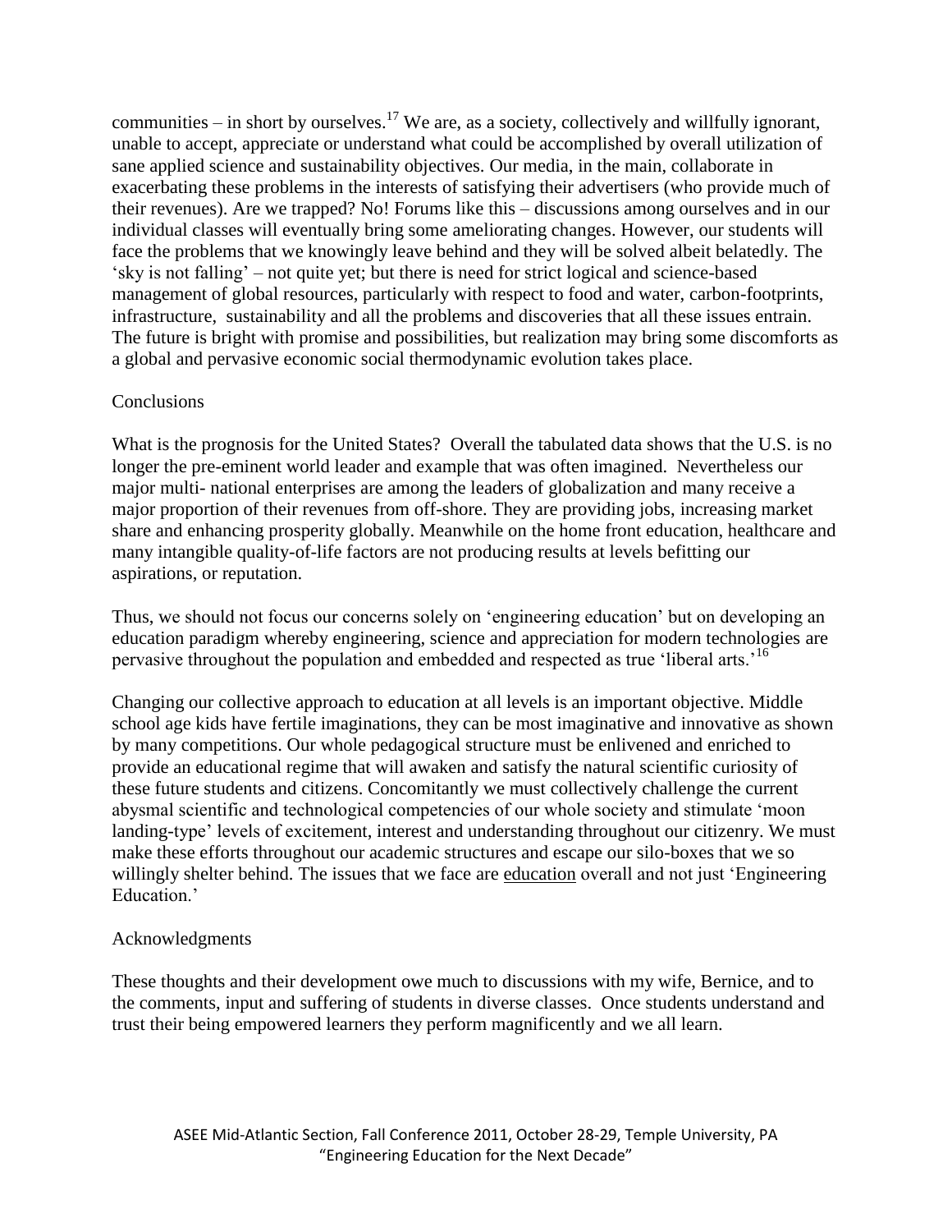communities – in short by ourselves.[17] We are, as a society, collectively and willfully ignorant, unable to accept, appreciate or understand what could be accomplished by overall utilization of sane applied science and sustainability objectives. Our media, in the main, collaborate in exacerbating these problems in the interests of satisfying their advertisers (who provide much of their revenues). Are we trapped? No! Forums like this – discussions among ourselves and in our individual classes will eventually bring some ameliorating changes. However, our students will face the problems that we knowingly leave behind and they will be solved albeit belatedly. The 'sky is not falling' – not quite yet; but there is need for strict logical and science-based management of global resources, particularly with respect to food and water, carbon-footprints, infrastructure, sustainability and all the problems and discoveries that all these issues entrain. The future is bright with promise and possibilities, but realization may bring some discomforts as a global and pervasive economic social thermodynamic evolution takes place.

## Conclusions

What is the prognosis for the United States? Overall the tabulated data shows that the U.S. is no longer the pre-eminent world leader and example that was often imagined. Nevertheless our major multi- national enterprises are among the leaders of globalization and many receive a major proportion of their revenues from off-shore. They are providing jobs, increasing market share and enhancing prosperity globally. Meanwhile on the home front education, healthcare and many intangible quality-of-life factors are not producing results at levels befitting our aspirations, or reputation.

Thus, we should not focus our concerns solely on 'engineering education' but on developing an education paradigm whereby engineering, science and appreciation for modern technologies are pervasive throughout the population and embedded and respected as true 'liberal arts.'[16]

Changing our collective approach to education at all levels is an important objective. Middle school age kids have fertile imaginations, they can be most imaginative and innovative as shown by many competitions. Our whole pedagogical structure must be enlivened and enriched to provide an educational regime that will awaken and satisfy the natural scientific curiosity of these future students and citizens. Concomitantly we must collectively challenge the current abysmal scientific and technological competencies of our whole society and stimulate 'moon landing-type' levels of excitement, interest and understanding throughout our citizenry. We must make these efforts throughout our academic structures and escape our silo-boxes that we so willingly shelter behind. The issues that we face are <u>education</u> overall and not just 'Engineering Education.'

## Acknowledgments

These thoughts and their development owe much to discussions with my wife, Bernice, and to the comments, input and suffering of students in diverse classes. Once students understand and trust their being empowered learners they perform magnificently and we all learn.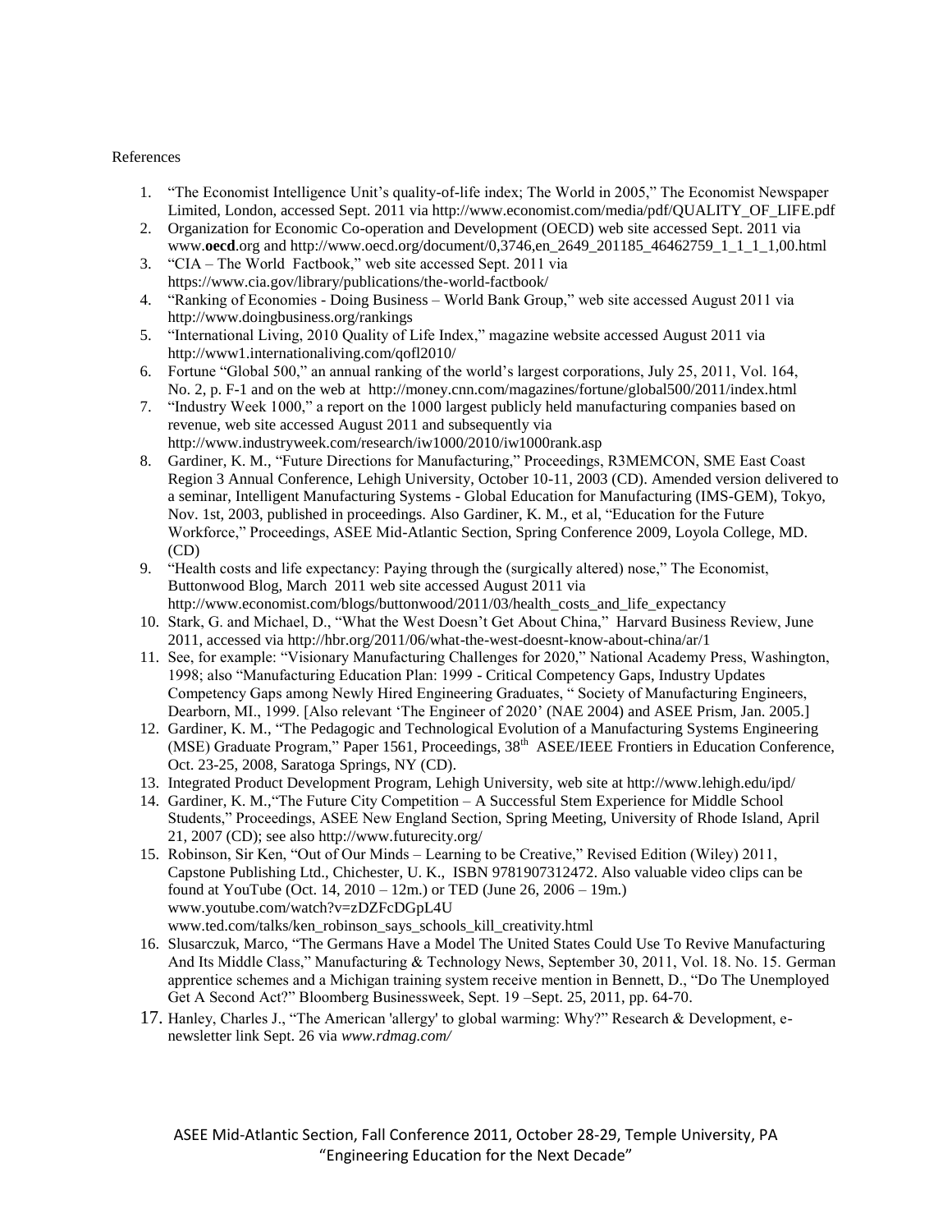References

1. "The Economist Intelligence Unit's quality-of-life index; The World in 2005," The Economist Newspaper Limited, London, accessed Sept. 2011 via http://www.economist.com/media/pdf/QUALITY_OF_LIFE.pdf
2. Organization for Economic Co-operation and Development (OECD) web site accessed Sept. 2011 via www.**oecd**.org and http://www.oecd.org/document/0,3746,en_2649_201185_46462759_1_1_1_1,00.html
3. "CIA – The World Factbook," web site accessed Sept. 2011 via https://www.cia.gov/library/publications/the-world-factbook/
4. "Ranking of Economies - Doing Business – World Bank Group," web site accessed August 2011 via http://www.doingbusiness.org/rankings
5. "International Living, 2010 Quality of Life Index," magazine website accessed August 2011 via http://www1.internationalliving.com/qofl2010/
6. Fortune "Global 500," an annual ranking of the world's largest corporations, July 25, 2011, Vol. 164, No. 2, p. F-1 and on the web at http://money.cnn.com/magazines/fortune/global500/2011/index.html
7. "Industry Week 1000," a report on the 1000 largest publicly held manufacturing companies based on revenue, web site accessed August 2011 and subsequently via http://www.industryweek.com/research/iw1000/2010/iw1000rank.asp
8. Gardiner, K. M., "Future Directions for Manufacturing," Proceedings, R3MEMCON, SME East Coast Region 3 Annual Conference, Lehigh University, October 10-11, 2003 (CD). Amended version delivered to a seminar, Intelligent Manufacturing Systems - Global Education for Manufacturing (IMS-GEM), Tokyo, Nov. 1st, 2003, published in proceedings. Also Gardiner, K. M., et al, "Education for the Future Workforce," Proceedings, ASEE Mid-Atlantic Section, Spring Conference 2009, Loyola College, MD. (CD)
9. "Health costs and life expectancy: Paying through the (surgically altered) nose," The Economist, Buttonwood Blog, March 2011 web site accessed August 2011 via http://www.economist.com/blogs/buttonwood/2011/03/health_costs_and_life_expectancy
10. Stark, G. and Michael, D., "What the West Doesn't Get About China," Harvard Business Review, June 2011, accessed via http://hbr.org/2011/06/what-the-west-doesnt-know-about-china/ar/1
11. See, for example: "Visionary Manufacturing Challenges for 2020," National Academy Press, Washington, 1998; also "Manufacturing Education Plan: 1999 - Critical Competency Gaps, Industry Updates Competency Gaps among Newly Hired Engineering Graduates, " Society of Manufacturing Engineers, Dearborn, MI., 1999. [Also relevant 'The Engineer of 2020' (NAE 2004) and ASEE Prism, Jan. 2005.]
12. Gardiner, K. M., "The Pedagogic and Technological Evolution of a Manufacturing Systems Engineering (MSE) Graduate Program," Paper 1561, Proceedings, 38th ASEE/IEEE Frontiers in Education Conference, Oct. 23-25, 2008, Saratoga Springs, NY (CD).
13. Integrated Product Development Program, Lehigh University, web site at http://www.lehigh.edu/ipd/
14. Gardiner, K. M.,"The Future City Competition – A Successful Stem Experience for Middle School Students," Proceedings, ASEE New England Section, Spring Meeting, University of Rhode Island, April 21, 2007 (CD); see also http://www.futurecity.org/
15. Robinson, Sir Ken, "Out of Our Minds – Learning to be Creative," Revised Edition (Wiley) 2011, Capstone Publishing Ltd., Chichester, U. K., ISBN 9781907312472. Also valuable video clips can be found at YouTube (Oct. 14, 2010 – 12m.) or TED (June 26, 2006 – 19m.) www.youtube.com/watch?v=zDZFcDGpL4U www.ted.com/talks/ken_robinson_says_schools_kill_creativity.html
16. Slusarczuk, Marco, "The Germans Have a Model The United States Could Use To Revive Manufacturing And Its Middle Class," Manufacturing & Technology News, September 30, 2011, Vol. 18. No. 15. German apprentice schemes and a Michigan training system receive mention in Bennett, D., "Do The Unemployed Get A Second Act?" Bloomberg Businessweek, Sept. 19 –Sept. 25, 2011, pp. 64-70.
17. Hanley, Charles J., "The American 'allergy' to global warming: Why?" Research & Development, e-newsletter link Sept. 26 via *www.rdmag.com/*